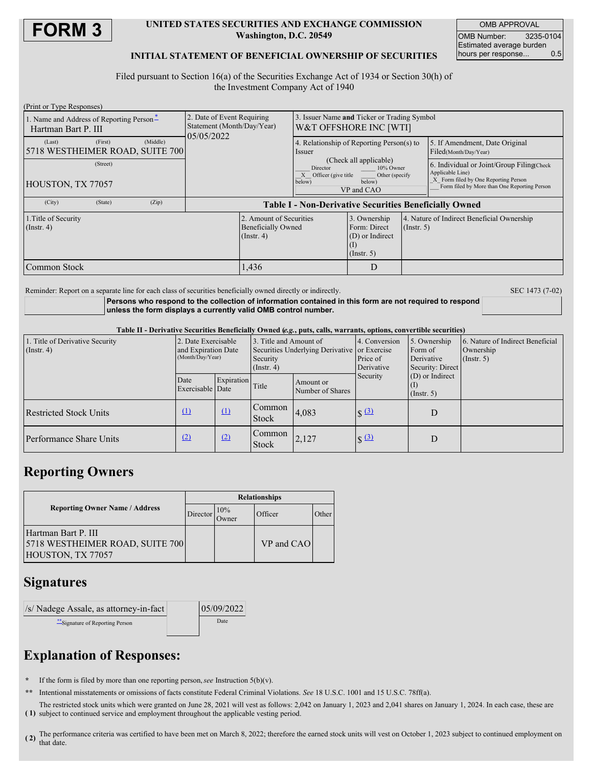# FORM 3

**UNITED STATES SECURITIES AND EXCHANGE COMMISSION**
**Washington, D.C. 20549**

**INITIAL STATEMENT OF BENEFICIAL OWNERSHIP OF SECURITIES**

| OMB APPROVAL | |
|---|---|
| OMB Number: | 3235-0104 |
| Estimated average burden hours per response... | 0.5 |

Filed pursuant to Section 16(a) of the Securities Exchange Act of 1934 or Section 30(h) of the Investment Company Act of 1940

(Print or Type Responses)

| 1. Name and Address of Reporting Person* | 2. Date of Event Requiring Statement (Month/Day/Year) | 3. Issuer Name and Ticker or Trading Symbol |
|---|---|---|
| Hartman Bart P. III<br>(Last) (First) (Middle)<br>5718 WESTHEIMER ROAD, SUITE 700<br>(Street)<br>HOUSTON, TX 77057<br>(City) (State) (Zip) | 05/05/2022 | W&T OFFSHORE INC [WTI] |

| 4. Relationship of Reporting Person(s) to Issuer (Check all applicable) | 5. If Amendment, Date Original Filed (Month/Day/Year) | 6. Individual or Joint/Group Filing (Check Applicable Line) |
|---|---|---|
| ___ Director ___ 10% Owner<br>_X_ Officer (give title below) ___ Other (specify below)<br>VP and CAO | | _X_ Form filed by One Reporting Person<br>___ Form filed by More than One Reporting Person |

**Table I - Non-Derivative Securities Beneficially Owned**

| 1.Title of Security (Instr. 4) | 2. Amount of Securities Beneficially Owned (Instr. 4) | 3. Ownership Form: Direct (D) or Indirect (I) (Instr. 5) | 4. Nature of Indirect Beneficial Ownership (Instr. 5) |
|---|---|---|---|
| Common Stock | 1,436 | D | |

Reminder: Report on a separate line for each class of securities beneficially owned directly or indirectly.

SEC 1473 (7-02)

**Persons who respond to the collection of information contained in this form are not required to respond unless the form displays a currently valid OMB control number.**

**Table II - Derivative Securities Beneficially Owned (*e.g.*, puts, calls, warrants, options, convertible securities)**

| 1. Title of Derivative Security (Instr. 4) | 2. Date Exercisable and Expiration Date (Month/Day/Year) | | 3. Title and Amount of Securities Underlying Derivative Security (Instr. 4) | | 4. Conversion or Exercise Price of Derivative Security | 5. Ownership Form of Derivative Security: Direct (D) or Indirect (I) (Instr. 5) | 6. Nature of Indirect Beneficial Ownership (Instr. 5) |
|---|---|---|---|---|---|---|---|
| | Date Exercisable | Expiration Date | Title | Amount or Number of Shares | | | |
| Restricted Stock Units | (1) | (1) | Common Stock | 4,083 | $ (3) | D | |
| Performance Share Units | (2) | (2) | Common Stock | 2,127 | $ (3) | D | |

## Reporting Owners

| Reporting Owner Name / Address | Relationships | | | |
|---|---|---|---|---|
| | Director | 10% Owner | Officer | Other |
| Hartman Bart P. III<br>5718 WESTHEIMER ROAD, SUITE 700<br>HOUSTON, TX 77057 | | | VP and CAO | |

## Signatures

| /s/ Nadege Assale, as attorney-in-fact | 05/09/2022 |
|---|---|
| **Signature of Reporting Person | Date |

## Explanation of Responses:

\* If the form is filed by more than one reporting person, *see* Instruction 5(b)(v).

\*\* Intentional misstatements or omissions of facts constitute Federal Criminal Violations. *See* 18 U.S.C. 1001 and 15 U.S.C. 78ff(a).

**( 1)** The restricted stock units which were granted on June 28, 2021 will vest as follows: 2,042 on January 1, 2023 and 2,041 shares on January 1, 2024. In each case, these are subject to continued service and employment throughout the applicable vesting period.

**( 2)** The performance criteria was certified to have been met on March 8, 2022; therefore the earned stock units will vest on October 1, 2023 subject to continued employment on that date.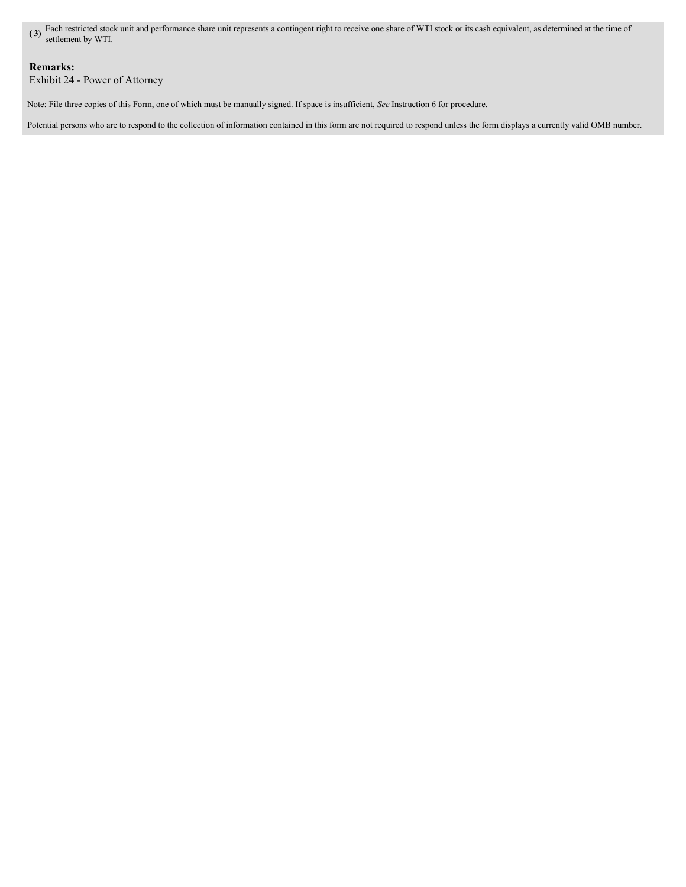(3) Each restricted stock unit and performance share unit represents a contingent right to receive one share of WTI stock or its cash equivalent, as determined at the time of settlement by WTI.

**Remarks:**

Exhibit 24 - Power of Attorney

Note: File three copies of this Form, one of which must be manually signed. If space is insufficient, *See* Instruction 6 for procedure.

Potential persons who are to respond to the collection of information contained in this form are not required to respond unless the form displays a currently valid OMB number.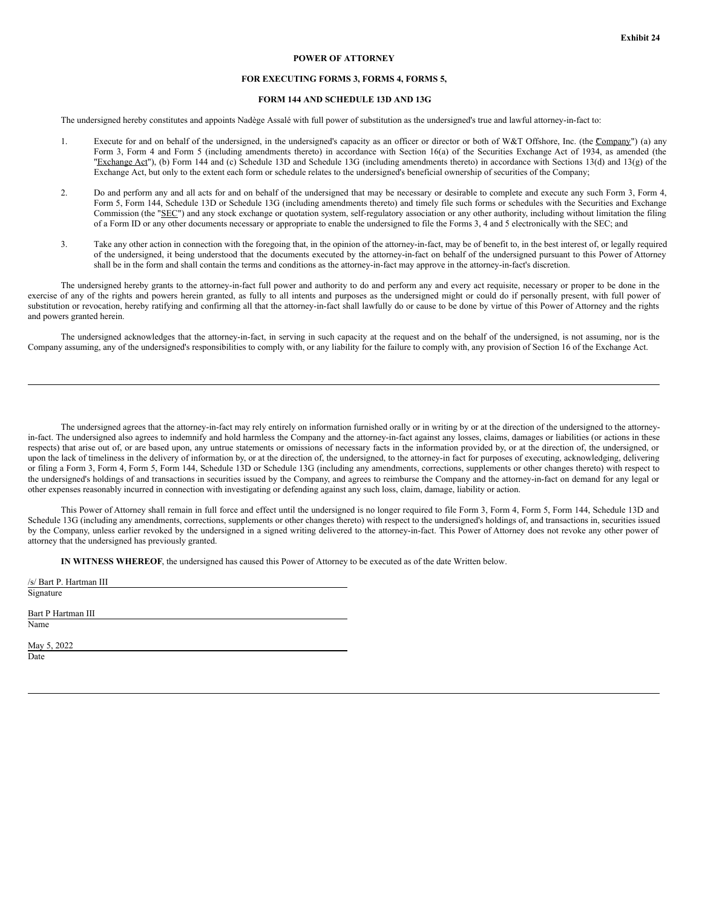**Exhibit 24**

**POWER OF ATTORNEY**

**FOR EXECUTING FORMS 3, FORMS 4, FORMS 5,**

**FORM 144 AND SCHEDULE 13D AND 13G**

The undersigned hereby constitutes and appoints Nadège Assalé with full power of substitution as the undersigned's true and lawful attorney-in-fact to:

1. Execute for and on behalf of the undersigned, in the undersigned's capacity as an officer or director or both of W&T Offshore, Inc. (the "Company") (a) any Form 3, Form 4 and Form 5 (including amendments thereto) in accordance with Section 16(a) of the Securities Exchange Act of 1934, as amended (the "Exchange Act"), (b) Form 144 and (c) Schedule 13D and Schedule 13G (including amendments thereto) in accordance with Sections 13(d) and 13(g) of the Exchange Act, but only to the extent each form or schedule relates to the undersigned's beneficial ownership of securities of the Company;

2. Do and perform any and all acts for and on behalf of the undersigned that may be necessary or desirable to complete and execute any such Form 3, Form 4, Form 5, Form 144, Schedule 13D or Schedule 13G (including amendments thereto) and timely file such forms or schedules with the Securities and Exchange Commission (the "SEC") and any stock exchange or quotation system, self-regulatory association or any other authority, including without limitation the filing of a Form ID or any other documents necessary or appropriate to enable the undersigned to file the Forms 3, 4 and 5 electronically with the SEC; and

3. Take any other action in connection with the foregoing that, in the opinion of the attorney-in-fact, may be of benefit to, in the best interest of, or legally required of the undersigned, it being understood that the documents executed by the attorney-in-fact on behalf of the undersigned pursuant to this Power of Attorney shall be in the form and shall contain the terms and conditions as the attorney-in-fact may approve in the attorney-in-fact's discretion.

The undersigned hereby grants to the attorney-in-fact full power and authority to do and perform any and every act requisite, necessary or proper to be done in the exercise of any of the rights and powers herein granted, as fully to all intents and purposes as the undersigned might or could do if personally present, with full power of substitution or revocation, hereby ratifying and confirming all that the attorney-in-fact shall lawfully do or cause to be done by virtue of this Power of Attorney and the rights and powers granted herein.

The undersigned acknowledges that the attorney-in-fact, in serving in such capacity at the request and on the behalf of the undersigned, is not assuming, nor is the Company assuming, any of the undersigned's responsibilities to comply with, or any liability for the failure to comply with, any provision of Section 16 of the Exchange Act.

---

The undersigned agrees that the attorney-in-fact may rely entirely on information furnished orally or in writing by or at the direction of the undersigned to the attorney-in-fact. The undersigned also agrees to indemnify and hold harmless the Company and the attorney-in-fact against any losses, claims, damages or liabilities (or actions in these respects) that arise out of, or are based upon, any untrue statements or omissions of necessary facts in the information provided by, or at the direction of, the undersigned, or upon the lack of timeliness in the delivery of information by, or at the direction of, the undersigned, to the attorney-in fact for purposes of executing, acknowledging, delivering or filing a Form 3, Form 4, Form 5, Form 144, Schedule 13D or Schedule 13G (including any amendments, corrections, supplements or other changes thereto) with respect to the undersigned's holdings of and transactions in securities issued by the Company, and agrees to reimburse the Company and the attorney-in-fact on demand for any legal or other expenses reasonably incurred in connection with investigating or defending against any such loss, claim, damage, liability or action.

This Power of Attorney shall remain in full force and effect until the undersigned is no longer required to file Form 3, Form 4, Form 5, Form 144, Schedule 13D and Schedule 13G (including any amendments, corrections, supplements or other changes thereto) with respect to the undersigned's holdings of, and transactions in, securities issued by the Company, unless earlier revoked by the undersigned in a signed writing delivered to the attorney-in-fact. This Power of Attorney does not revoke any other power of attorney that the undersigned has previously granted.

**IN WITNESS WHEREOF**, the undersigned has caused this Power of Attorney to be executed as of the date Written below.

/s/ Bart P. Hartman III
Signature

Bart P Hartman III
Name

May 5, 2022
Date